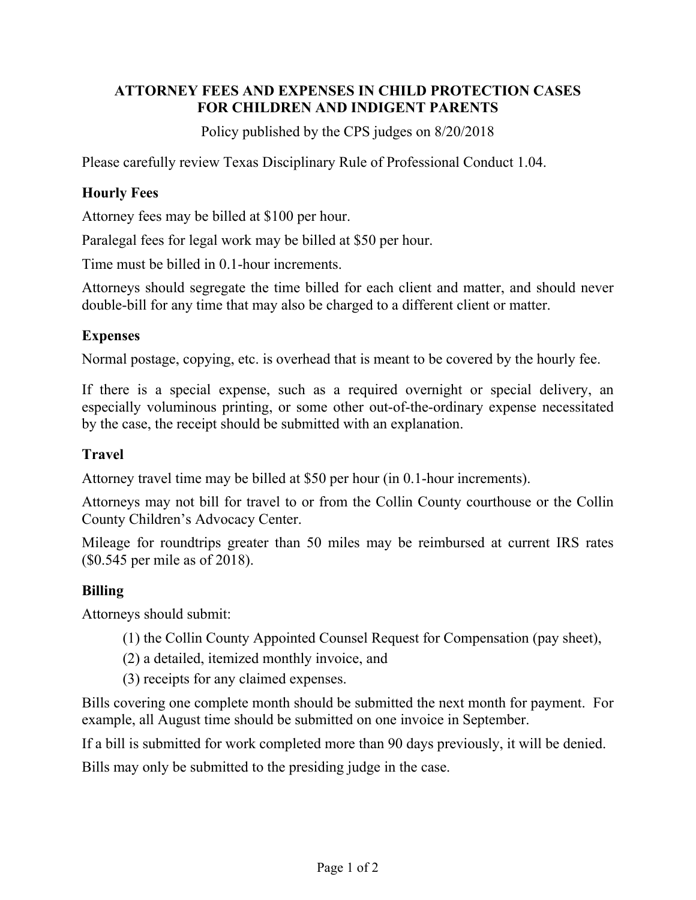# ATTORNEY FEES AND EXPENSES IN CHILD PROTECTION CASES FOR CHILDREN AND INDIGENT PARENTS

Policy published by the CPS judges on 8/20/2018

Please carefully review Texas Disciplinary Rule of Professional Conduct 1.04.

### Hourly Fees

Attorney fees may be billed at $100 per hour.

Paralegal fees for legal work may be billed at $50 per hour.

Time must be billed in 0.1-hour increments.

Attorneys should segregate the time billed for each client and matter, and should never double-bill for any time that may also be charged to a different client or matter.

### Expenses

Normal postage, copying, etc. is overhead that is meant to be covered by the hourly fee.

If there is a special expense, such as a required overnight or special delivery, an especially voluminous printing, or some other out-of-the-ordinary expense necessitated by the case, the receipt should be submitted with an explanation.

### Travel

Attorney travel time may be billed at $50 per hour (in 0.1-hour increments).

Attorneys may not bill for travel to or from the Collin County courthouse or the Collin County Children's Advocacy Center.

Mileage for roundtrips greater than 50 miles may be reimbursed at current IRS rates ($0.545 per mile as of 2018).

### Billing

Attorneys should submit:

(1) the Collin County Appointed Counsel Request for Compensation (pay sheet),
(2) a detailed, itemized monthly invoice, and
(3) receipts for any claimed expenses.

Bills covering one complete month should be submitted the next month for payment. For example, all August time should be submitted on one invoice in September.

If a bill is submitted for work completed more than 90 days previously, it will be denied.

Bills may only be submitted to the presiding judge in the case.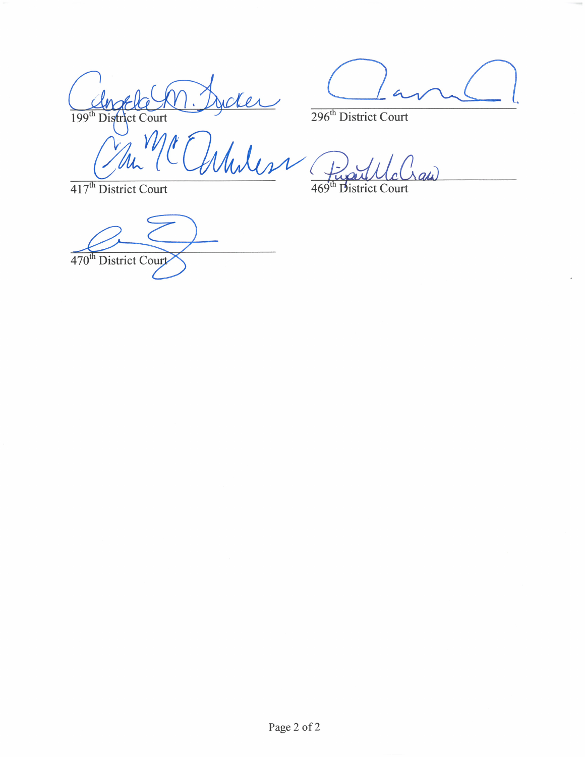_______________________________
199th District Court

_______________________________
296th District Court

_______________________________
417th District Court

_______________________________
469th District Court

_______________________________
470th District Court